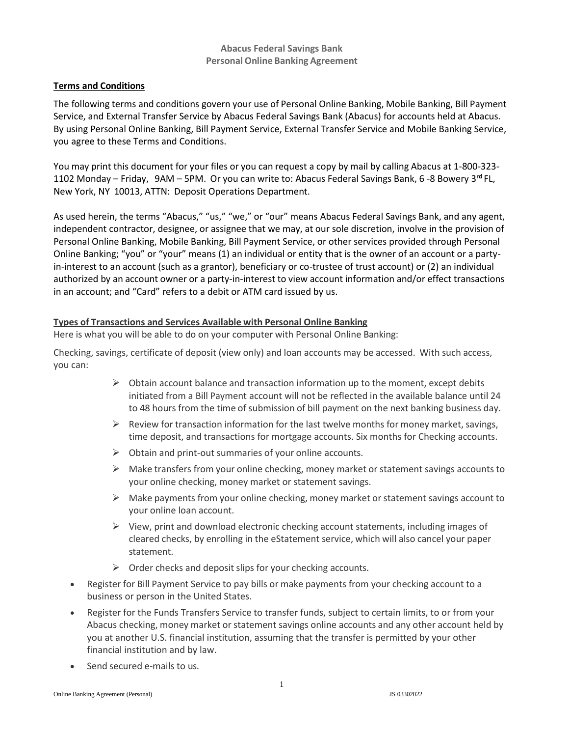# Abacus Federal Savings Bank
## Personal Online Banking Agreement

**Terms and Conditions**

The following terms and conditions govern your use of Personal Online Banking, Mobile Banking, Bill Payment Service, and External Transfer Service by Abacus Federal Savings Bank (Abacus) for accounts held at Abacus. By using Personal Online Banking, Bill Payment Service, External Transfer Service and Mobile Banking Service, you agree to these Terms and Conditions.

You may print this document for your files or you can request a copy by mail by calling Abacus at 1-800-323-1102 Monday – Friday, 9AM – 5PM. Or you can write to: Abacus Federal Savings Bank, 6 -8 Bowery 3rd FL, New York, NY 10013, ATTN: Deposit Operations Department.

As used herein, the terms "Abacus," "us," "we," or "our" means Abacus Federal Savings Bank, and any agent, independent contractor, designee, or assignee that we may, at our sole discretion, involve in the provision of Personal Online Banking, Mobile Banking, Bill Payment Service, or other services provided through Personal Online Banking; "you" or "your" means (1) an individual or entity that is the owner of an account or a party-in-interest to an account (such as a grantor), beneficiary or co-trustee of trust account) or (2) an individual authorized by an account owner or a party-in-interest to view account information and/or effect transactions in an account; and "Card" refers to a debit or ATM card issued by us.

**Types of Transactions and Services Available with Personal Online Banking**

Here is what you will be able to do on your computer with Personal Online Banking:

Checking, savings, certificate of deposit (view only) and loan accounts may be accessed. With such access, you can:

- Obtain account balance and transaction information up to the moment, except debits initiated from a Bill Payment account will not be reflected in the available balance until 24 to 48 hours from the time of submission of bill payment on the next banking business day.
- Review for transaction information for the last twelve months for money market, savings, time deposit, and transactions for mortgage accounts. Six months for Checking accounts.
- Obtain and print-out summaries of your online accounts.
- Make transfers from your online checking, money market or statement savings accounts to your online checking, money market or statement savings.
- Make payments from your online checking, money market or statement savings account to your online loan account.
- View, print and download electronic checking account statements, including images of cleared checks, by enrolling in the eStatement service, which will also cancel your paper statement.
- Order checks and deposit slips for your checking accounts.

- Register for Bill Payment Service to pay bills or make payments from your checking account to a business or person in the United States.
- Register for the Funds Transfers Service to transfer funds, subject to certain limits, to or from your Abacus checking, money market or statement savings online accounts and any other account held by you at another U.S. financial institution, assuming that the transfer is permitted by your other financial institution and by law.
- Send secured e-mails to us.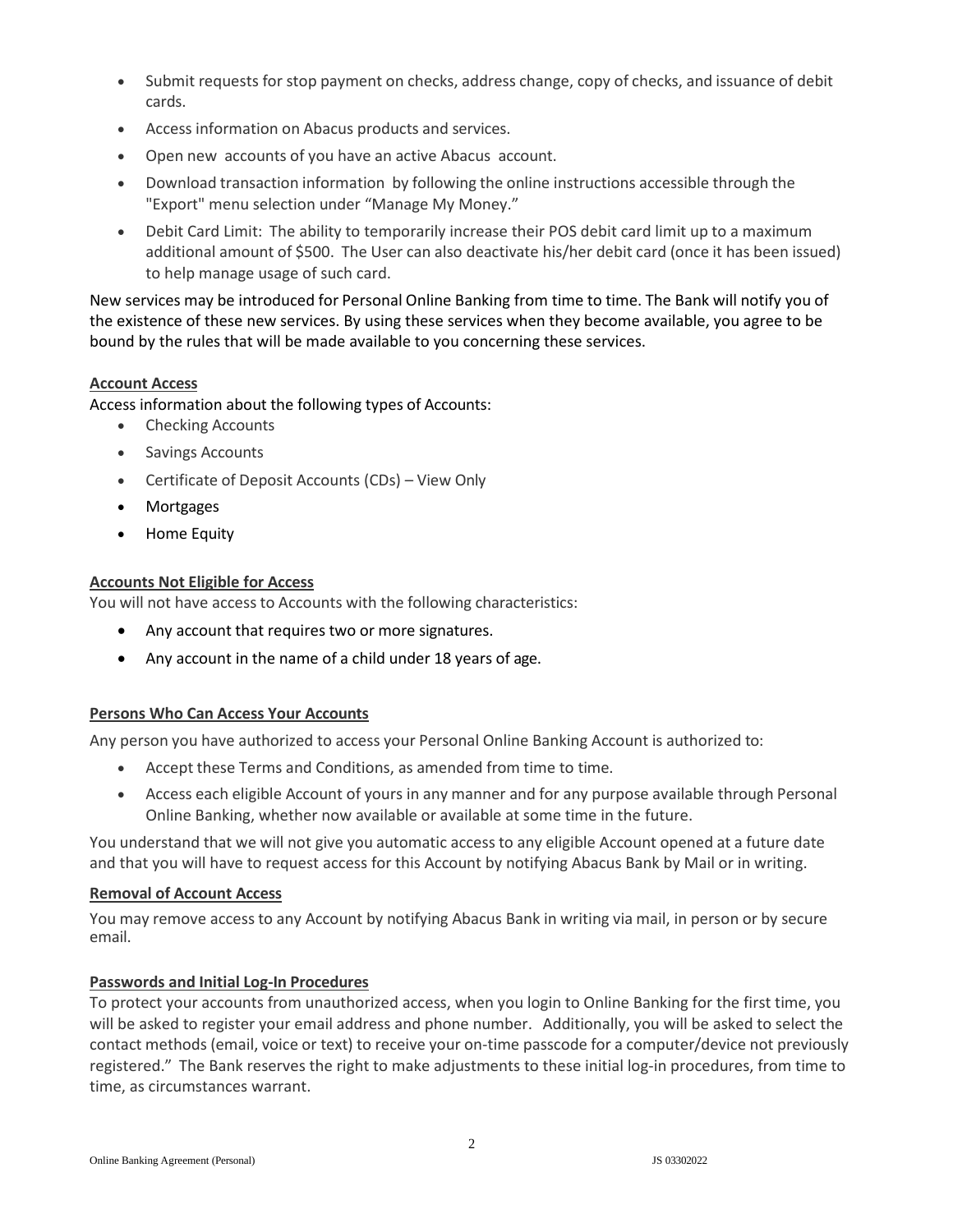- Submit requests for stop payment on checks, address change, copy of checks, and issuance of debit cards.
- Access information on Abacus products and services.
- Open new accounts of you have an active Abacus account.
- Download transaction information by following the online instructions accessible through the "Export" menu selection under "Manage My Money."
- Debit Card Limit: The ability to temporarily increase their POS debit card limit up to a maximum additional amount of $500. The User can also deactivate his/her debit card (once it has been issued) to help manage usage of such card.

New services may be introduced for Personal Online Banking from time to time. The Bank will notify you of the existence of these new services. By using these services when they become available, you agree to be bound by the rules that will be made available to you concerning these services.

**Account Access**

Access information about the following types of Accounts:

- Checking Accounts
- Savings Accounts
- Certificate of Deposit Accounts (CDs) – View Only
- Mortgages
- Home Equity

**Accounts Not Eligible for Access**

You will not have access to Accounts with the following characteristics:

- Any account that requires two or more signatures.
- Any account in the name of a child under 18 years of age.

**Persons Who Can Access Your Accounts**

Any person you have authorized to access your Personal Online Banking Account is authorized to:

- Accept these Terms and Conditions, as amended from time to time.
- Access each eligible Account of yours in any manner and for any purpose available through Personal Online Banking, whether now available or available at some time in the future.

You understand that we will not give you automatic access to any eligible Account opened at a future date and that you will have to request access for this Account by notifying Abacus Bank by Mail or in writing.

**Removal of Account Access**

You may remove access to any Account by notifying Abacus Bank in writing via mail, in person or by secure email.

**Passwords and Initial Log-In Procedures**

To protect your accounts from unauthorized access, when you login to Online Banking for the first time, you will be asked to register your email address and phone number. Additionally, you will be asked to select the contact methods (email, voice or text) to receive your on-time passcode for a computer/device not previously registered." The Bank reserves the right to make adjustments to these initial log-in procedures, from time to time, as circumstances warrant.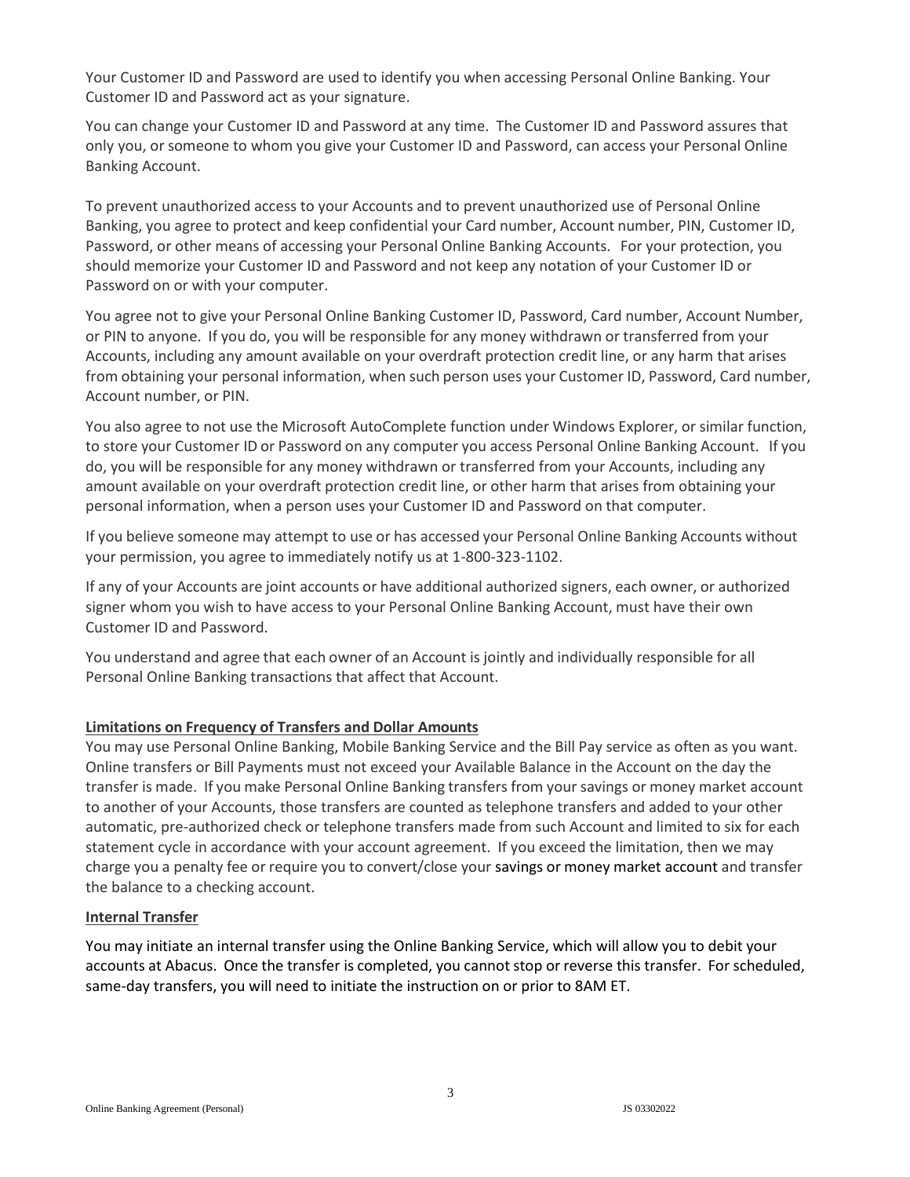Your Customer ID and Password are used to identify you when accessing Personal Online Banking. Your Customer ID and Password act as your signature.

You can change your Customer ID and Password at any time. The Customer ID and Password assures that only you, or someone to whom you give your Customer ID and Password, can access your Personal Online Banking Account.

To prevent unauthorized access to your Accounts and to prevent unauthorized use of Personal Online Banking, you agree to protect and keep confidential your Card number, Account number, PIN, Customer ID, Password, or other means of accessing your Personal Online Banking Accounts. For your protection, you should memorize your Customer ID and Password and not keep any notation of your Customer ID or Password on or with your computer.

You agree not to give your Personal Online Banking Customer ID, Password, Card number, Account Number, or PIN to anyone. If you do, you will be responsible for any money withdrawn or transferred from your Accounts, including any amount available on your overdraft protection credit line, or any harm that arises from obtaining your personal information, when such person uses your Customer ID, Password, Card number, Account number, or PIN.

You also agree to not use the Microsoft AutoComplete function under Windows Explorer, or similar function, to store your Customer ID or Password on any computer you access Personal Online Banking Account. If you do, you will be responsible for any money withdrawn or transferred from your Accounts, including any amount available on your overdraft protection credit line, or other harm that arises from obtaining your personal information, when a person uses your Customer ID and Password on that computer.

If you believe someone may attempt to use or has accessed your Personal Online Banking Accounts without your permission, you agree to immediately notify us at 1-800-323-1102.

If any of your Accounts are joint accounts or have additional authorized signers, each owner, or authorized signer whom you wish to have access to your Personal Online Banking Account, must have their own Customer ID and Password.

You understand and agree that each owner of an Account is jointly and individually responsible for all Personal Online Banking transactions that affect that Account.

**Limitations on Frequency of Transfers and Dollar Amounts**

You may use Personal Online Banking, Mobile Banking Service and the Bill Pay service as often as you want. Online transfers or Bill Payments must not exceed your Available Balance in the Account on the day the transfer is made. If you make Personal Online Banking transfers from your savings or money market account to another of your Accounts, those transfers are counted as telephone transfers and added to your other automatic, pre-authorized check or telephone transfers made from such Account and limited to six for each statement cycle in accordance with your account agreement. If you exceed the limitation, then we may charge you a penalty fee or require you to convert/close your savings or money market account and transfer the balance to a checking account.

**Internal Transfer**

You may initiate an internal transfer using the Online Banking Service, which will allow you to debit your accounts at Abacus. Once the transfer is completed, you cannot stop or reverse this transfer. For scheduled, same-day transfers, you will need to initiate the instruction on or prior to 8AM ET.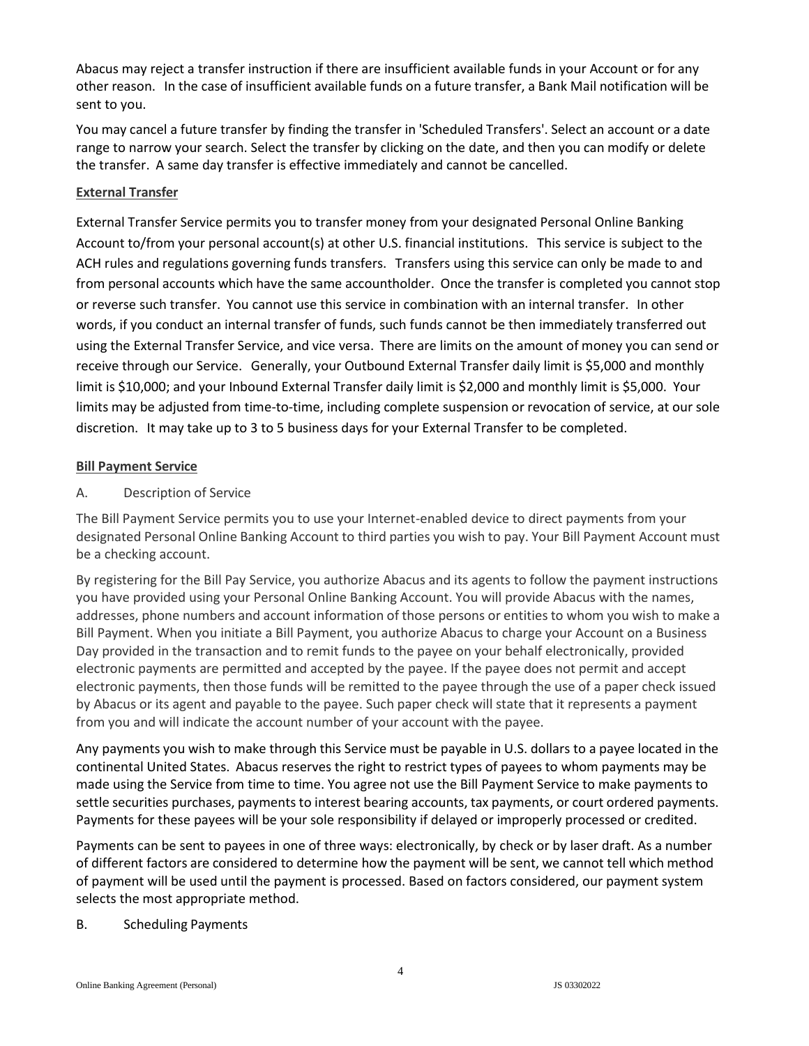Abacus may reject a transfer instruction if there are insufficient available funds in your Account or for any other reason. In the case of insufficient available funds on a future transfer, a Bank Mail notification will be sent to you.

You may cancel a future transfer by finding the transfer in 'Scheduled Transfers'. Select an account or a date range to narrow your search. Select the transfer by clicking on the date, and then you can modify or delete the transfer. A same day transfer is effective immediately and cannot be cancelled.

**External Transfer**

External Transfer Service permits you to transfer money from your designated Personal Online Banking Account to/from your personal account(s) at other U.S. financial institutions. This service is subject to the ACH rules and regulations governing funds transfers. Transfers using this service can only be made to and from personal accounts which have the same accountholder. Once the transfer is completed you cannot stop or reverse such transfer. You cannot use this service in combination with an internal transfer. In other words, if you conduct an internal transfer of funds, such funds cannot be then immediately transferred out using the External Transfer Service, and vice versa. There are limits on the amount of money you can send or receive through our Service. Generally, your Outbound External Transfer daily limit is $5,000 and monthly limit is $10,000; and your Inbound External Transfer daily limit is $2,000 and monthly limit is $5,000. Your limits may be adjusted from time-to-time, including complete suspension or revocation of service, at our sole discretion. It may take up to 3 to 5 business days for your External Transfer to be completed.

**Bill Payment Service**

A. Description of Service

The Bill Payment Service permits you to use your Internet-enabled device to direct payments from your designated Personal Online Banking Account to third parties you wish to pay. Your Bill Payment Account must be a checking account.

By registering for the Bill Pay Service, you authorize Abacus and its agents to follow the payment instructions you have provided using your Personal Online Banking Account. You will provide Abacus with the names, addresses, phone numbers and account information of those persons or entities to whom you wish to make a Bill Payment. When you initiate a Bill Payment, you authorize Abacus to charge your Account on a Business Day provided in the transaction and to remit funds to the payee on your behalf electronically, provided electronic payments are permitted and accepted by the payee. If the payee does not permit and accept electronic payments, then those funds will be remitted to the payee through the use of a paper check issued by Abacus or its agent and payable to the payee. Such paper check will state that it represents a payment from you and will indicate the account number of your account with the payee.

Any payments you wish to make through this Service must be payable in U.S. dollars to a payee located in the continental United States. Abacus reserves the right to restrict types of payees to whom payments may be made using the Service from time to time. You agree not use the Bill Payment Service to make payments to settle securities purchases, payments to interest bearing accounts, tax payments, or court ordered payments. Payments for these payees will be your sole responsibility if delayed or improperly processed or credited.

Payments can be sent to payees in one of three ways: electronically, by check or by laser draft. As a number of different factors are considered to determine how the payment will be sent, we cannot tell which method of payment will be used until the payment is processed. Based on factors considered, our payment system selects the most appropriate method.

B. Scheduling Payments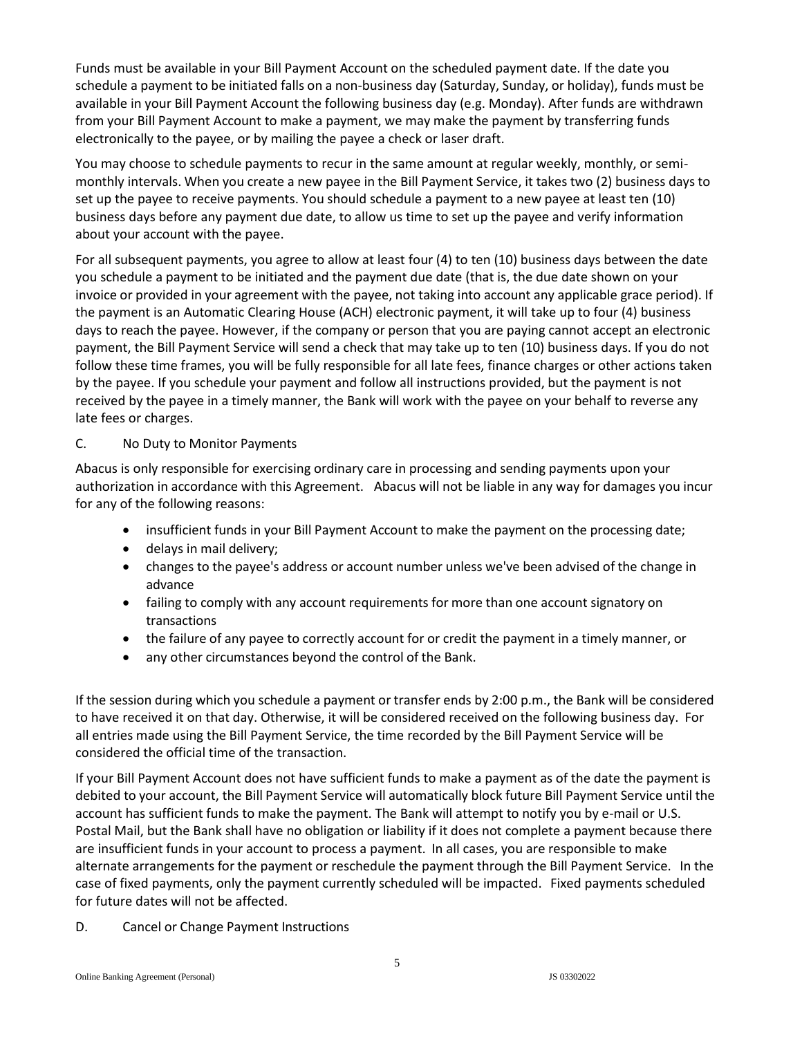Funds must be available in your Bill Payment Account on the scheduled payment date. If the date you schedule a payment to be initiated falls on a non-business day (Saturday, Sunday, or holiday), funds must be available in your Bill Payment Account the following business day (e.g. Monday). After funds are withdrawn from your Bill Payment Account to make a payment, we may make the payment by transferring funds electronically to the payee, or by mailing the payee a check or laser draft.

You may choose to schedule payments to recur in the same amount at regular weekly, monthly, or semi-monthly intervals. When you create a new payee in the Bill Payment Service, it takes two (2) business days to set up the payee to receive payments. You should schedule a payment to a new payee at least ten (10) business days before any payment due date, to allow us time to set up the payee and verify information about your account with the payee.

For all subsequent payments, you agree to allow at least four (4) to ten (10) business days between the date you schedule a payment to be initiated and the payment due date (that is, the due date shown on your invoice or provided in your agreement with the payee, not taking into account any applicable grace period). If the payment is an Automatic Clearing House (ACH) electronic payment, it will take up to four (4) business days to reach the payee. However, if the company or person that you are paying cannot accept an electronic payment, the Bill Payment Service will send a check that may take up to ten (10) business days. If you do not follow these time frames, you will be fully responsible for all late fees, finance charges or other actions taken by the payee. If you schedule your payment and follow all instructions provided, but the payment is not received by the payee in a timely manner, the Bank will work with the payee on your behalf to reverse any late fees or charges.

C. No Duty to Monitor Payments

Abacus is only responsible for exercising ordinary care in processing and sending payments upon your authorization in accordance with this Agreement. Abacus will not be liable in any way for damages you incur for any of the following reasons:

- insufficient funds in your Bill Payment Account to make the payment on the processing date;
- delays in mail delivery;
- changes to the payee's address or account number unless we've been advised of the change in advance
- failing to comply with any account requirements for more than one account signatory on transactions
- the failure of any payee to correctly account for or credit the payment in a timely manner, or
- any other circumstances beyond the control of the Bank.

If the session during which you schedule a payment or transfer ends by 2:00 p.m., the Bank will be considered to have received it on that day. Otherwise, it will be considered received on the following business day. For all entries made using the Bill Payment Service, the time recorded by the Bill Payment Service will be considered the official time of the transaction.

If your Bill Payment Account does not have sufficient funds to make a payment as of the date the payment is debited to your account, the Bill Payment Service will automatically block future Bill Payment Service until the account has sufficient funds to make the payment. The Bank will attempt to notify you by e-mail or U.S. Postal Mail, but the Bank shall have no obligation or liability if it does not complete a payment because there are insufficient funds in your account to process a payment. In all cases, you are responsible to make alternate arrangements for the payment or reschedule the payment through the Bill Payment Service. In the case of fixed payments, only the payment currently scheduled will be impacted. Fixed payments scheduled for future dates will not be affected.

D. Cancel or Change Payment Instructions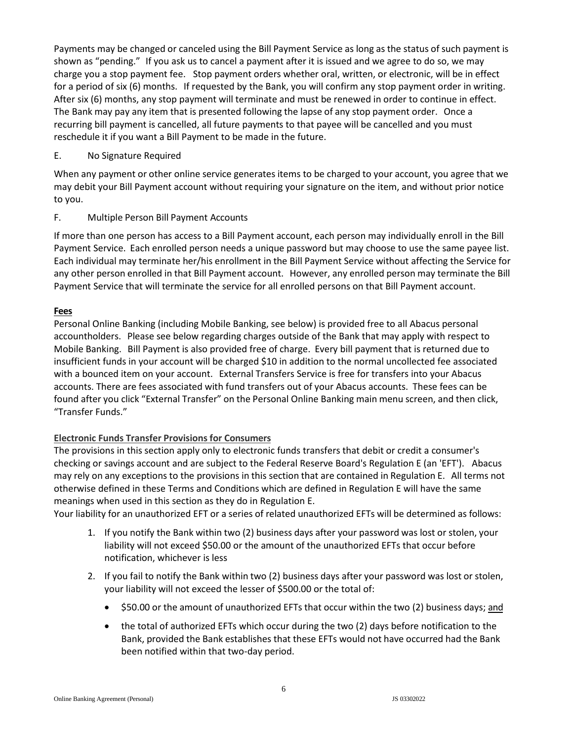Payments may be changed or canceled using the Bill Payment Service as long as the status of such payment is shown as "pending." If you ask us to cancel a payment after it is issued and we agree to do so, we may charge you a stop payment fee. Stop payment orders whether oral, written, or electronic, will be in effect for a period of six (6) months. If requested by the Bank, you will confirm any stop payment order in writing. After six (6) months, any stop payment will terminate and must be renewed in order to continue in effect. The Bank may pay any item that is presented following the lapse of any stop payment order. Once a recurring bill payment is cancelled, all future payments to that payee will be cancelled and you must reschedule it if you want a Bill Payment to be made in the future.

E. No Signature Required

When any payment or other online service generates items to be charged to your account, you agree that we may debit your Bill Payment account without requiring your signature on the item, and without prior notice to you.

F. Multiple Person Bill Payment Accounts

If more than one person has access to a Bill Payment account, each person may individually enroll in the Bill Payment Service. Each enrolled person needs a unique password but may choose to use the same payee list. Each individual may terminate her/his enrollment in the Bill Payment Service without affecting the Service for any other person enrolled in that Bill Payment account. However, any enrolled person may terminate the Bill Payment Service that will terminate the service for all enrolled persons on that Bill Payment account.

**Fees**

Personal Online Banking (including Mobile Banking, see below) is provided free to all Abacus personal accountholders. Please see below regarding charges outside of the Bank that may apply with respect to Mobile Banking. Bill Payment is also provided free of charge. Every bill payment that is returned due to insufficient funds in your account will be charged $10 in addition to the normal uncollected fee associated with a bounced item on your account. External Transfers Service is free for transfers into your Abacus accounts. There are fees associated with fund transfers out of your Abacus accounts. These fees can be found after you click "External Transfer" on the Personal Online Banking main menu screen, and then click, "Transfer Funds."

**Electronic Funds Transfer Provisions for Consumers**

The provisions in this section apply only to electronic funds transfers that debit or credit a consumer's checking or savings account and are subject to the Federal Reserve Board's Regulation E (an 'EFT'). Abacus may rely on any exceptions to the provisions in this section that are contained in Regulation E. All terms not otherwise defined in these Terms and Conditions which are defined in Regulation E will have the same meanings when used in this section as they do in Regulation E.

Your liability for an unauthorized EFT or a series of related unauthorized EFTs will be determined as follows:

1. If you notify the Bank within two (2) business days after your password was lost or stolen, your liability will not exceed $50.00 or the amount of the unauthorized EFTs that occur before notification, whichever is less
2. If you fail to notify the Bank within two (2) business days after your password was lost or stolen, your liability will not exceed the lesser of $500.00 or the total of:
   - $50.00 or the amount of unauthorized EFTs that occur within the two (2) business days; and
   - the total of authorized EFTs which occur during the two (2) days before notification to the Bank, provided the Bank establishes that these EFTs would not have occurred had the Bank been notified within that two-day period.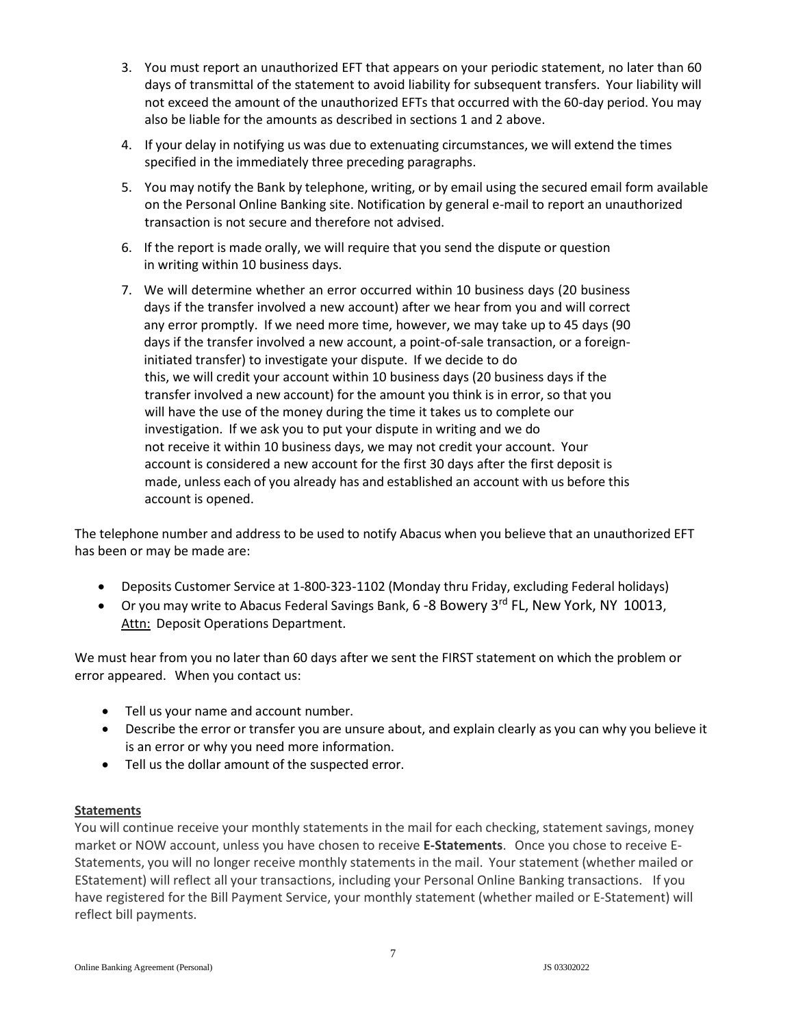3. You must report an unauthorized EFT that appears on your periodic statement, no later than 60 days of transmittal of the statement to avoid liability for subsequent transfers. Your liability will not exceed the amount of the unauthorized EFTs that occurred with the 60-day period. You may also be liable for the amounts as described in sections 1 and 2 above.
4. If your delay in notifying us was due to extenuating circumstances, we will extend the times specified in the immediately three preceding paragraphs.
5. You may notify the Bank by telephone, writing, or by email using the secured email form available on the Personal Online Banking site. Notification by general e-mail to report an unauthorized transaction is not secure and therefore not advised.
6. If the report is made orally, we will require that you send the dispute or question in writing within 10 business days.
7. We will determine whether an error occurred within 10 business days (20 business days if the transfer involved a new account) after we hear from you and will correct any error promptly. If we need more time, however, we may take up to 45 days (90 days if the transfer involved a new account, a point-of-sale transaction, or a foreign-initiated transfer) to investigate your dispute. If we decide to do this, we will credit your account within 10 business days (20 business days if the transfer involved a new account) for the amount you think is in error, so that you will have the use of the money during the time it takes us to complete our investigation. If we ask you to put your dispute in writing and we do not receive it within 10 business days, we may not credit your account. Your account is considered a new account for the first 30 days after the first deposit is made, unless each of you already has and established an account with us before this account is opened.

The telephone number and address to be used to notify Abacus when you believe that an unauthorized EFT has been or may be made are:

- Deposits Customer Service at 1-800-323-1102 (Monday thru Friday, excluding Federal holidays)
- Or you may write to Abacus Federal Savings Bank, 6 -8 Bowery 3rd FL, New York, NY 10013, Attn: Deposit Operations Department.

We must hear from you no later than 60 days after we sent the FIRST statement on which the problem or error appeared. When you contact us:

- Tell us your name and account number.
- Describe the error or transfer you are unsure about, and explain clearly as you can why you believe it is an error or why you need more information.
- Tell us the dollar amount of the suspected error.

**Statements**

You will continue receive your monthly statements in the mail for each checking, statement savings, money market or NOW account, unless you have chosen to receive **E-Statements**. Once you chose to receive E-Statements, you will no longer receive monthly statements in the mail. Your statement (whether mailed or EStatement) will reflect all your transactions, including your Personal Online Banking transactions. If you have registered for the Bill Payment Service, your monthly statement (whether mailed or E-Statement) will reflect bill payments.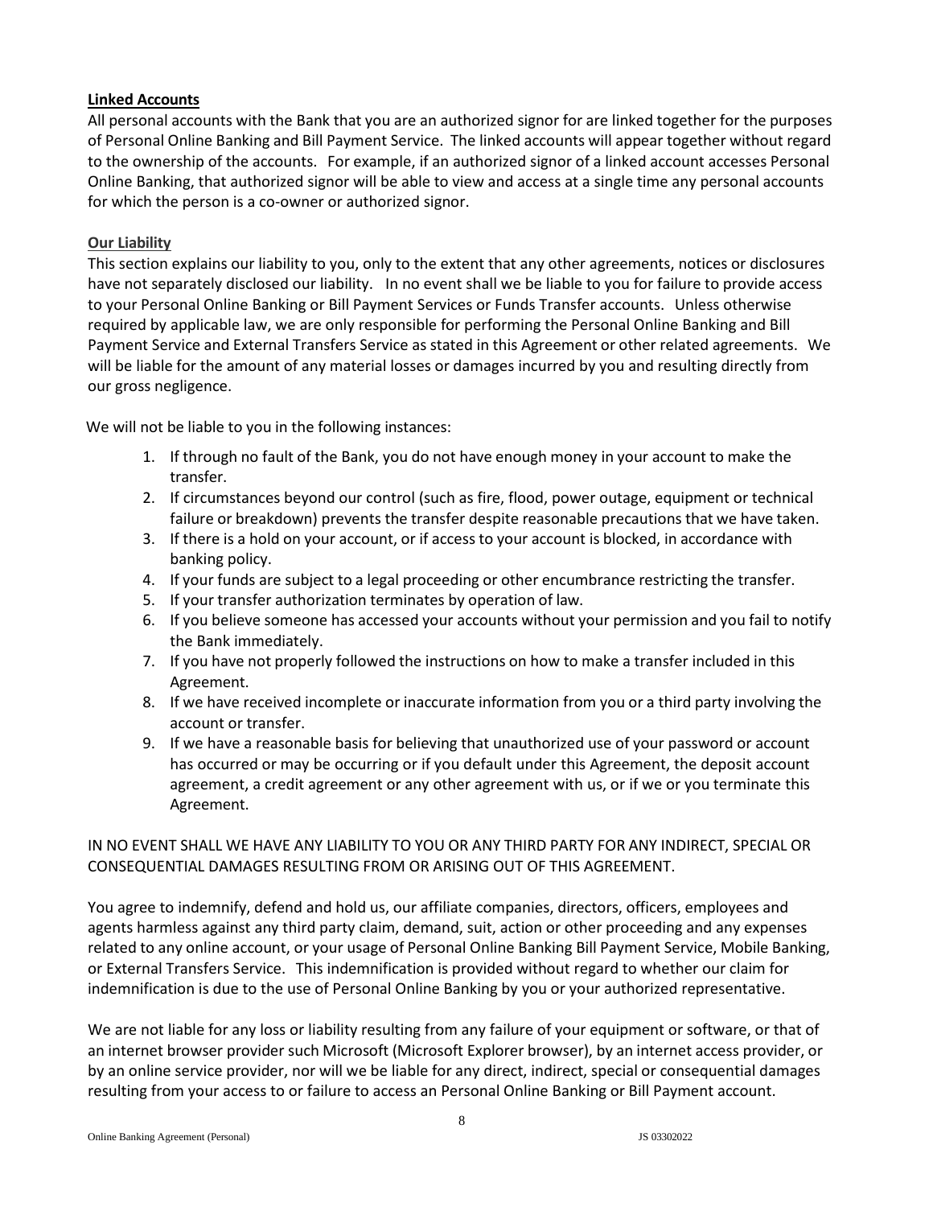**Linked Accounts**

All personal accounts with the Bank that you are an authorized signor for are linked together for the purposes of Personal Online Banking and Bill Payment Service. The linked accounts will appear together without regard to the ownership of the accounts. For example, if an authorized signor of a linked account accesses Personal Online Banking, that authorized signor will be able to view and access at a single time any personal accounts for which the person is a co-owner or authorized signor.

**Our Liability**

This section explains our liability to you, only to the extent that any other agreements, notices or disclosures have not separately disclosed our liability. In no event shall we be liable to you for failure to provide access to your Personal Online Banking or Bill Payment Services or Funds Transfer accounts. Unless otherwise required by applicable law, we are only responsible for performing the Personal Online Banking and Bill Payment Service and External Transfers Service as stated in this Agreement or other related agreements. We will be liable for the amount of any material losses or damages incurred by you and resulting directly from our gross negligence.

We will not be liable to you in the following instances:

1. If through no fault of the Bank, you do not have enough money in your account to make the transfer.
2. If circumstances beyond our control (such as fire, flood, power outage, equipment or technical failure or breakdown) prevents the transfer despite reasonable precautions that we have taken.
3. If there is a hold on your account, or if access to your account is blocked, in accordance with banking policy.
4. If your funds are subject to a legal proceeding or other encumbrance restricting the transfer.
5. If your transfer authorization terminates by operation of law.
6. If you believe someone has accessed your accounts without your permission and you fail to notify the Bank immediately.
7. If you have not properly followed the instructions on how to make a transfer included in this Agreement.
8. If we have received incomplete or inaccurate information from you or a third party involving the account or transfer.
9. If we have a reasonable basis for believing that unauthorized use of your password or account has occurred or may be occurring or if you default under this Agreement, the deposit account agreement, a credit agreement or any other agreement with us, or if we or you terminate this Agreement.

IN NO EVENT SHALL WE HAVE ANY LIABILITY TO YOU OR ANY THIRD PARTY FOR ANY INDIRECT, SPECIAL OR CONSEQUENTIAL DAMAGES RESULTING FROM OR ARISING OUT OF THIS AGREEMENT.

You agree to indemnify, defend and hold us, our affiliate companies, directors, officers, employees and agents harmless against any third party claim, demand, suit, action or other proceeding and any expenses related to any online account, or your usage of Personal Online Banking Bill Payment Service, Mobile Banking, or External Transfers Service. This indemnification is provided without regard to whether our claim for indemnification is due to the use of Personal Online Banking by you or your authorized representative.

We are not liable for any loss or liability resulting from any failure of your equipment or software, or that of an internet browser provider such Microsoft (Microsoft Explorer browser), by an internet access provider, or by an online service provider, nor will we be liable for any direct, indirect, special or consequential damages resulting from your access to or failure to access an Personal Online Banking or Bill Payment account.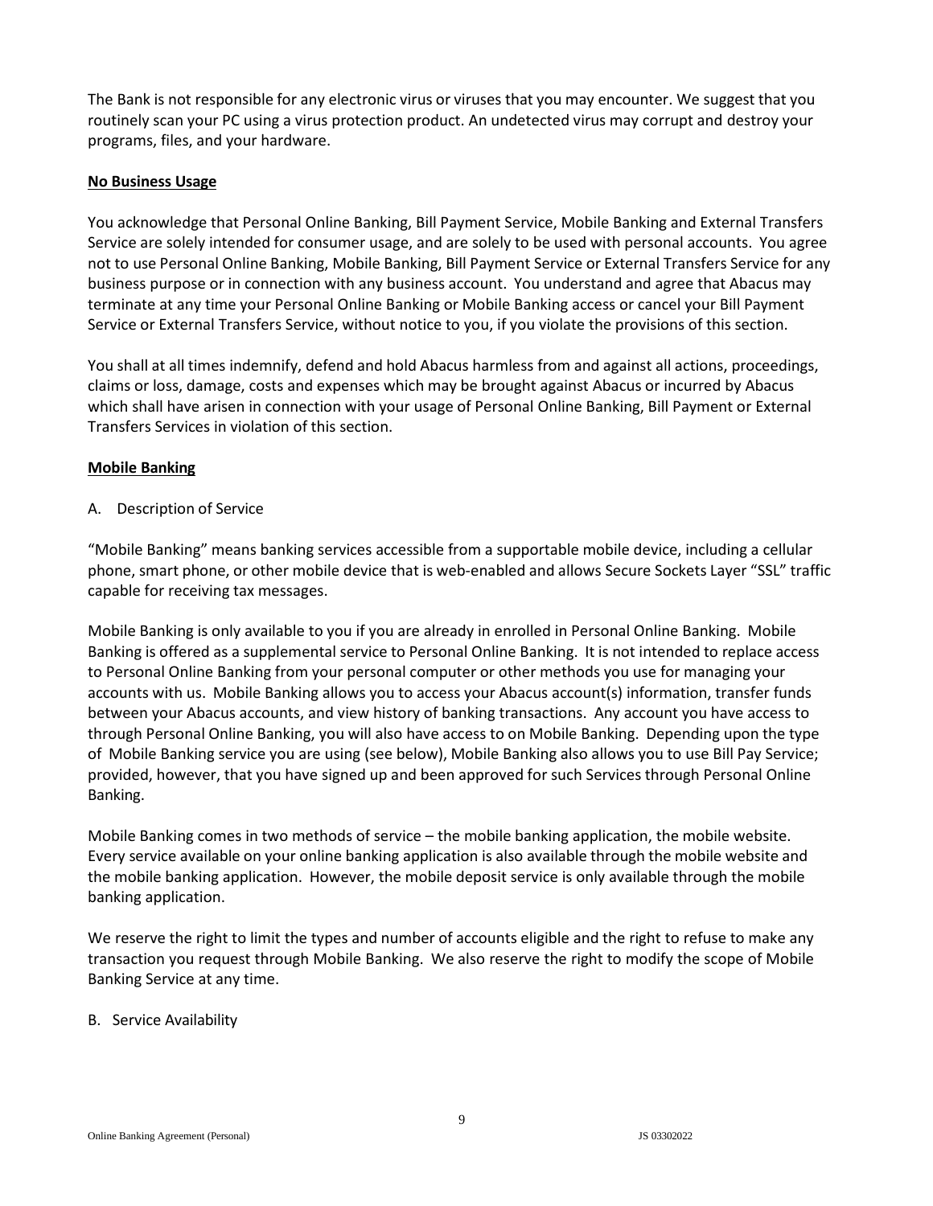The Bank is not responsible for any electronic virus or viruses that you may encounter. We suggest that you routinely scan your PC using a virus protection product. An undetected virus may corrupt and destroy your programs, files, and your hardware.

**No Business Usage**

You acknowledge that Personal Online Banking, Bill Payment Service, Mobile Banking and External Transfers Service are solely intended for consumer usage, and are solely to be used with personal accounts. You agree not to use Personal Online Banking, Mobile Banking, Bill Payment Service or External Transfers Service for any business purpose or in connection with any business account. You understand and agree that Abacus may terminate at any time your Personal Online Banking or Mobile Banking access or cancel your Bill Payment Service or External Transfers Service, without notice to you, if you violate the provisions of this section.

You shall at all times indemnify, defend and hold Abacus harmless from and against all actions, proceedings, claims or loss, damage, costs and expenses which may be brought against Abacus or incurred by Abacus which shall have arisen in connection with your usage of Personal Online Banking, Bill Payment or External Transfers Services in violation of this section.

**Mobile Banking**

A. Description of Service

"Mobile Banking" means banking services accessible from a supportable mobile device, including a cellular phone, smart phone, or other mobile device that is web-enabled and allows Secure Sockets Layer "SSL" traffic capable for receiving tax messages.

Mobile Banking is only available to you if you are already in enrolled in Personal Online Banking. Mobile Banking is offered as a supplemental service to Personal Online Banking. It is not intended to replace access to Personal Online Banking from your personal computer or other methods you use for managing your accounts with us. Mobile Banking allows you to access your Abacus account(s) information, transfer funds between your Abacus accounts, and view history of banking transactions. Any account you have access to through Personal Online Banking, you will also have access to on Mobile Banking. Depending upon the type of Mobile Banking service you are using (see below), Mobile Banking also allows you to use Bill Pay Service; provided, however, that you have signed up and been approved for such Services through Personal Online Banking.

Mobile Banking comes in two methods of service – the mobile banking application, the mobile website. Every service available on your online banking application is also available through the mobile website and the mobile banking application. However, the mobile deposit service is only available through the mobile banking application.

We reserve the right to limit the types and number of accounts eligible and the right to refuse to make any transaction you request through Mobile Banking. We also reserve the right to modify the scope of Mobile Banking Service at any time.

B. Service Availability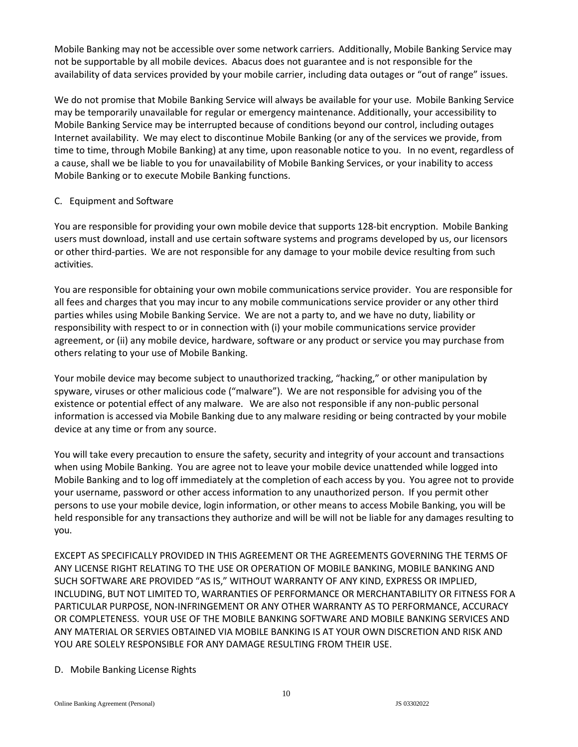Mobile Banking may not be accessible over some network carriers. Additionally, Mobile Banking Service may not be supportable by all mobile devices. Abacus does not guarantee and is not responsible for the availability of data services provided by your mobile carrier, including data outages or "out of range" issues.

We do not promise that Mobile Banking Service will always be available for your use. Mobile Banking Service may be temporarily unavailable for regular or emergency maintenance. Additionally, your accessibility to Mobile Banking Service may be interrupted because of conditions beyond our control, including outages Internet availability. We may elect to discontinue Mobile Banking (or any of the services we provide, from time to time, through Mobile Banking) at any time, upon reasonable notice to you. In no event, regardless of a cause, shall we be liable to you for unavailability of Mobile Banking Services, or your inability to access Mobile Banking or to execute Mobile Banking functions.

C. Equipment and Software

You are responsible for providing your own mobile device that supports 128-bit encryption. Mobile Banking users must download, install and use certain software systems and programs developed by us, our licensors or other third-parties. We are not responsible for any damage to your mobile device resulting from such activities.

You are responsible for obtaining your own mobile communications service provider. You are responsible for all fees and charges that you may incur to any mobile communications service provider or any other third parties whiles using Mobile Banking Service. We are not a party to, and we have no duty, liability or responsibility with respect to or in connection with (i) your mobile communications service provider agreement, or (ii) any mobile device, hardware, software or any product or service you may purchase from others relating to your use of Mobile Banking.

Your mobile device may become subject to unauthorized tracking, "hacking," or other manipulation by spyware, viruses or other malicious code ("malware"). We are not responsible for advising you of the existence or potential effect of any malware. We are also not responsible if any non-public personal information is accessed via Mobile Banking due to any malware residing or being contracted by your mobile device at any time or from any source.

You will take every precaution to ensure the safety, security and integrity of your account and transactions when using Mobile Banking. You are agree not to leave your mobile device unattended while logged into Mobile Banking and to log off immediately at the completion of each access by you. You agree not to provide your username, password or other access information to any unauthorized person. If you permit other persons to use your mobile device, login information, or other means to access Mobile Banking, you will be held responsible for any transactions they authorize and will be will not be liable for any damages resulting to you.

EXCEPT AS SPECIFICALLY PROVIDED IN THIS AGREEMENT OR THE AGREEMENTS GOVERNING THE TERMS OF ANY LICENSE RIGHT RELATING TO THE USE OR OPERATION OF MOBILE BANKING, MOBILE BANKING AND SUCH SOFTWARE ARE PROVIDED "AS IS," WITHOUT WARRANTY OF ANY KIND, EXPRESS OR IMPLIED, INCLUDING, BUT NOT LIMITED TO, WARRANTIES OF PERFORMANCE OR MERCHANTABILITY OR FITNESS FOR A PARTICULAR PURPOSE, NON-INFRINGEMENT OR ANY OTHER WARRANTY AS TO PERFORMANCE, ACCURACY OR COMPLETENESS. YOUR USE OF THE MOBILE BANKING SOFTWARE AND MOBILE BANKING SERVICES AND ANY MATERIAL OR SERVIES OBTAINED VIA MOBILE BANKING IS AT YOUR OWN DISCRETION AND RISK AND YOU ARE SOLELY RESPONSIBLE FOR ANY DAMAGE RESULTING FROM THEIR USE.

D. Mobile Banking License Rights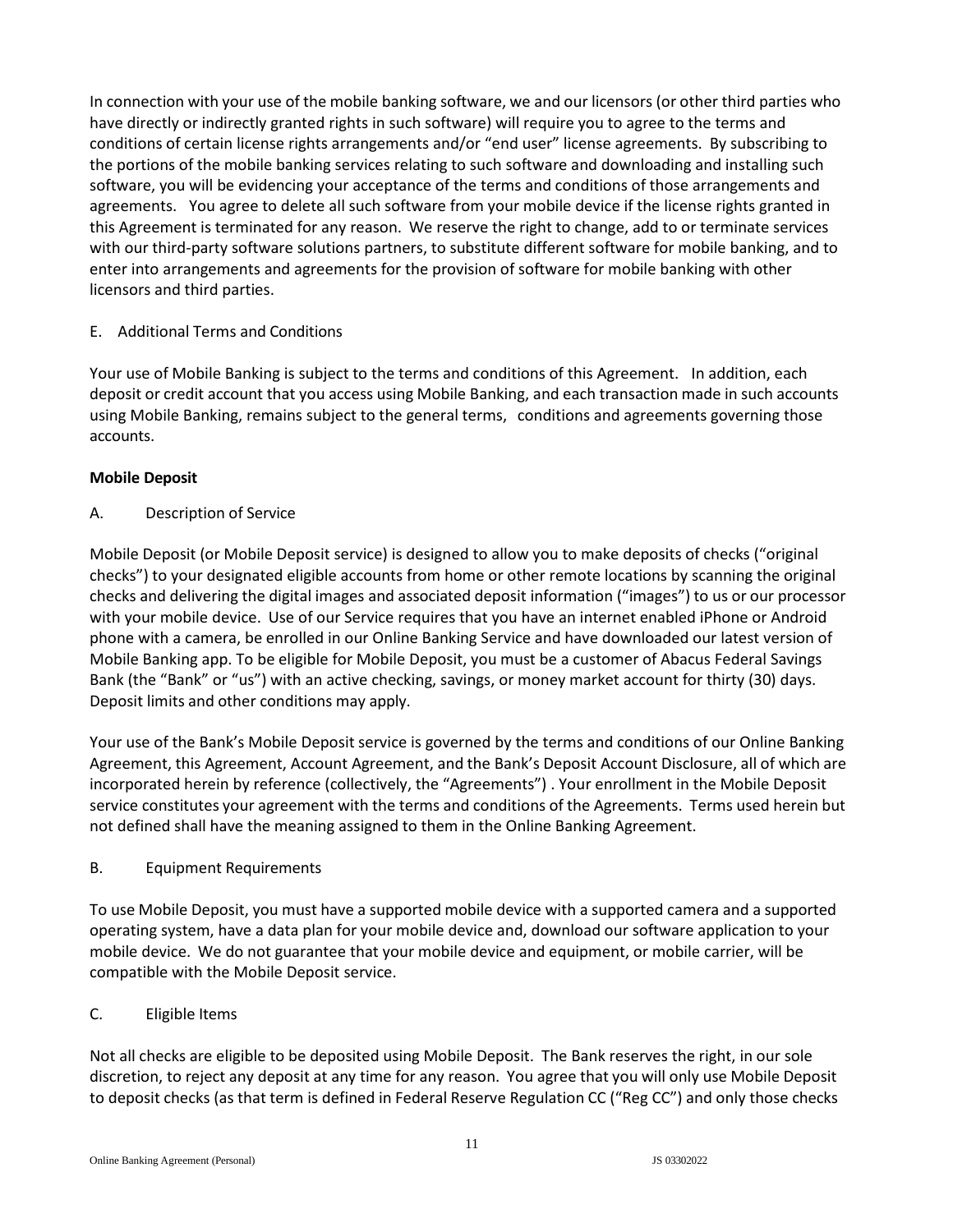In connection with your use of the mobile banking software, we and our licensors (or other third parties who have directly or indirectly granted rights in such software) will require you to agree to the terms and conditions of certain license rights arrangements and/or "end user" license agreements. By subscribing to the portions of the mobile banking services relating to such software and downloading and installing such software, you will be evidencing your acceptance of the terms and conditions of those arrangements and agreements. You agree to delete all such software from your mobile device if the license rights granted in this Agreement is terminated for any reason. We reserve the right to change, add to or terminate services with our third-party software solutions partners, to substitute different software for mobile banking, and to enter into arrangements and agreements for the provision of software for mobile banking with other licensors and third parties.

E. Additional Terms and Conditions

Your use of Mobile Banking is subject to the terms and conditions of this Agreement. In addition, each deposit or credit account that you access using Mobile Banking, and each transaction made in such accounts using Mobile Banking, remains subject to the general terms, conditions and agreements governing those accounts.

**Mobile Deposit**

A. Description of Service

Mobile Deposit (or Mobile Deposit service) is designed to allow you to make deposits of checks ("original checks") to your designated eligible accounts from home or other remote locations by scanning the original checks and delivering the digital images and associated deposit information ("images") to us or our processor with your mobile device. Use of our Service requires that you have an internet enabled iPhone or Android phone with a camera, be enrolled in our Online Banking Service and have downloaded our latest version of Mobile Banking app. To be eligible for Mobile Deposit, you must be a customer of Abacus Federal Savings Bank (the "Bank" or "us") with an active checking, savings, or money market account for thirty (30) days. Deposit limits and other conditions may apply.

Your use of the Bank's Mobile Deposit service is governed by the terms and conditions of our Online Banking Agreement, this Agreement, Account Agreement, and the Bank's Deposit Account Disclosure, all of which are incorporated herein by reference (collectively, the "Agreements") . Your enrollment in the Mobile Deposit service constitutes your agreement with the terms and conditions of the Agreements. Terms used herein but not defined shall have the meaning assigned to them in the Online Banking Agreement.

B. Equipment Requirements

To use Mobile Deposit, you must have a supported mobile device with a supported camera and a supported operating system, have a data plan for your mobile device and, download our software application to your mobile device. We do not guarantee that your mobile device and equipment, or mobile carrier, will be compatible with the Mobile Deposit service.

C. Eligible Items

Not all checks are eligible to be deposited using Mobile Deposit. The Bank reserves the right, in our sole discretion, to reject any deposit at any time for any reason. You agree that you will only use Mobile Deposit to deposit checks (as that term is defined in Federal Reserve Regulation CC ("Reg CC") and only those checks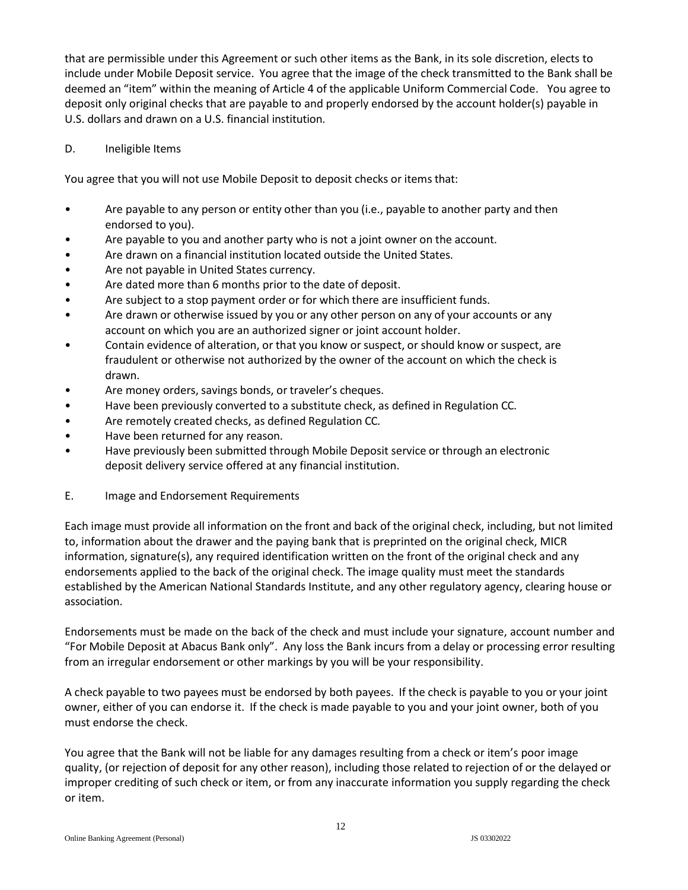that are permissible under this Agreement or such other items as the Bank, in its sole discretion, elects to include under Mobile Deposit service. You agree that the image of the check transmitted to the Bank shall be deemed an "item" within the meaning of Article 4 of the applicable Uniform Commercial Code. You agree to deposit only original checks that are payable to and properly endorsed by the account holder(s) payable in U.S. dollars and drawn on a U.S. financial institution.

D. Ineligible Items

You agree that you will not use Mobile Deposit to deposit checks or items that:

- Are payable to any person or entity other than you (i.e., payable to another party and then endorsed to you).
- Are payable to you and another party who is not a joint owner on the account.
- Are drawn on a financial institution located outside the United States.
- Are not payable in United States currency.
- Are dated more than 6 months prior to the date of deposit.
- Are subject to a stop payment order or for which there are insufficient funds.
- Are drawn or otherwise issued by you or any other person on any of your accounts or any account on which you are an authorized signer or joint account holder.
- Contain evidence of alteration, or that you know or suspect, or should know or suspect, are fraudulent or otherwise not authorized by the owner of the account on which the check is drawn.
- Are money orders, savings bonds, or traveler's cheques.
- Have been previously converted to a substitute check, as defined in Regulation CC.
- Are remotely created checks, as defined Regulation CC.
- Have been returned for any reason.
- Have previously been submitted through Mobile Deposit service or through an electronic deposit delivery service offered at any financial institution.

E. Image and Endorsement Requirements

Each image must provide all information on the front and back of the original check, including, but not limited to, information about the drawer and the paying bank that is preprinted on the original check, MICR information, signature(s), any required identification written on the front of the original check and any endorsements applied to the back of the original check. The image quality must meet the standards established by the American National Standards Institute, and any other regulatory agency, clearing house or association.

Endorsements must be made on the back of the check and must include your signature, account number and "For Mobile Deposit at Abacus Bank only". Any loss the Bank incurs from a delay or processing error resulting from an irregular endorsement or other markings by you will be your responsibility.

A check payable to two payees must be endorsed by both payees. If the check is payable to you or your joint owner, either of you can endorse it. If the check is made payable to you and your joint owner, both of you must endorse the check.

You agree that the Bank will not be liable for any damages resulting from a check or item's poor image quality, (or rejection of deposit for any other reason), including those related to rejection of or the delayed or improper crediting of such check or item, or from any inaccurate information you supply regarding the check or item.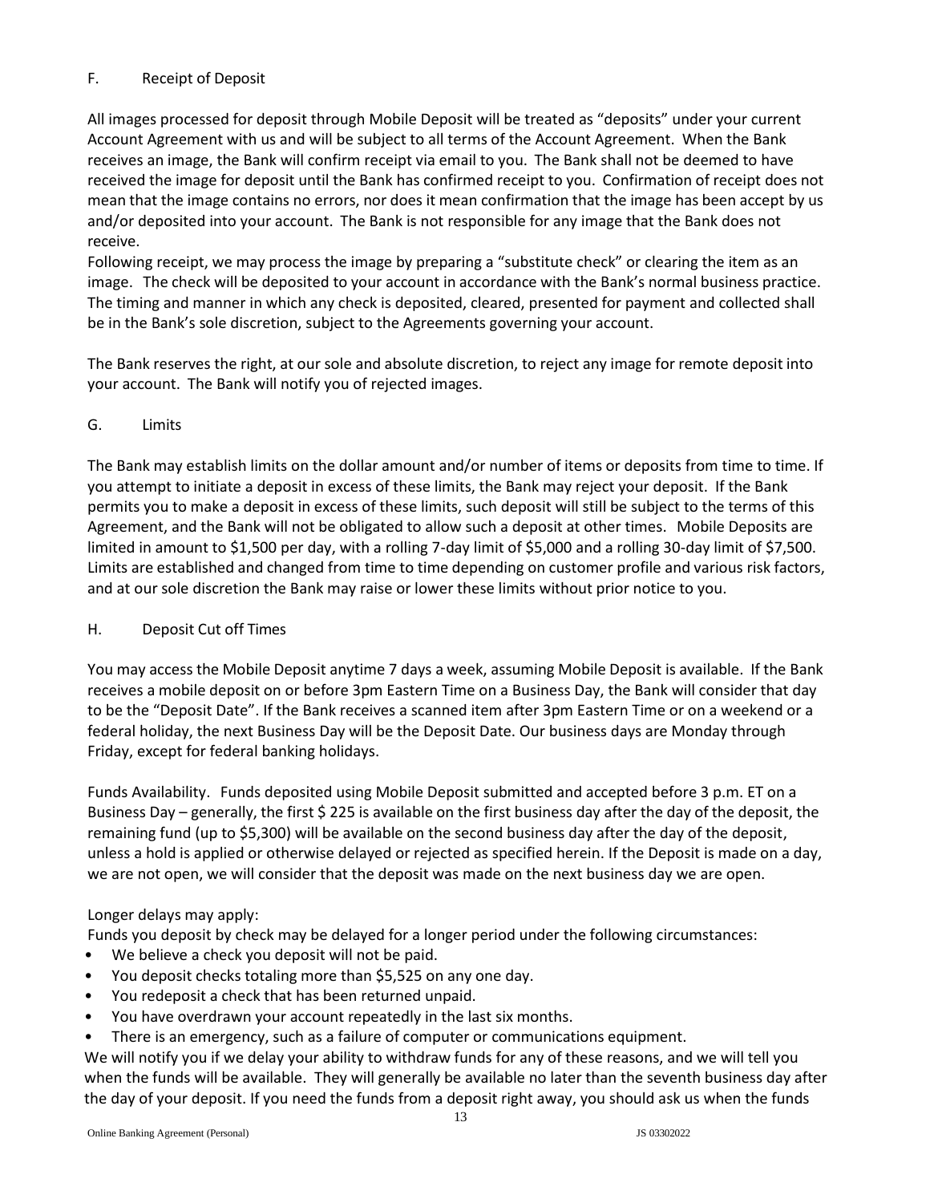### F. Receipt of Deposit

All images processed for deposit through Mobile Deposit will be treated as "deposits" under your current Account Agreement with us and will be subject to all terms of the Account Agreement. When the Bank receives an image, the Bank will confirm receipt via email to you. The Bank shall not be deemed to have received the image for deposit until the Bank has confirmed receipt to you. Confirmation of receipt does not mean that the image contains no errors, nor does it mean confirmation that the image has been accept by us and/or deposited into your account. The Bank is not responsible for any image that the Bank does not receive.
Following receipt, we may process the image by preparing a "substitute check" or clearing the item as an image. The check will be deposited to your account in accordance with the Bank's normal business practice. The timing and manner in which any check is deposited, cleared, presented for payment and collected shall be in the Bank's sole discretion, subject to the Agreements governing your account.

The Bank reserves the right, at our sole and absolute discretion, to reject any image for remote deposit into your account. The Bank will notify you of rejected images.

### G. Limits

The Bank may establish limits on the dollar amount and/or number of items or deposits from time to time. If you attempt to initiate a deposit in excess of these limits, the Bank may reject your deposit. If the Bank permits you to make a deposit in excess of these limits, such deposit will still be subject to the terms of this Agreement, and the Bank will not be obligated to allow such a deposit at other times. Mobile Deposits are limited in amount to $1,500 per day, with a rolling 7-day limit of $5,000 and a rolling 30-day limit of $7,500. Limits are established and changed from time to time depending on customer profile and various risk factors, and at our sole discretion the Bank may raise or lower these limits without prior notice to you.

### H. Deposit Cut off Times

You may access the Mobile Deposit anytime 7 days a week, assuming Mobile Deposit is available. If the Bank receives a mobile deposit on or before 3pm Eastern Time on a Business Day, the Bank will consider that day to be the "Deposit Date". If the Bank receives a scanned item after 3pm Eastern Time or on a weekend or a federal holiday, the next Business Day will be the Deposit Date. Our business days are Monday through Friday, except for federal banking holidays.

Funds Availability. Funds deposited using Mobile Deposit submitted and accepted before 3 p.m. ET on a Business Day – generally, the first $ 225 is available on the first business day after the day of the deposit, the remaining fund (up to $5,300) will be available on the second business day after the day of the deposit, unless a hold is applied or otherwise delayed or rejected as specified herein. If the Deposit is made on a day, we are not open, we will consider that the deposit was made on the next business day we are open.

Longer delays may apply:
Funds you deposit by check may be delayed for a longer period under the following circumstances:

- We believe a check you deposit will not be paid.
- You deposit checks totaling more than $5,525 on any one day.
- You redeposit a check that has been returned unpaid.
- You have overdrawn your account repeatedly in the last six months.
- There is an emergency, such as a failure of computer or communications equipment.

We will notify you if we delay your ability to withdraw funds for any of these reasons, and we will tell you when the funds will be available. They will generally be available no later than the seventh business day after the day of your deposit. If you need the funds from a deposit right away, you should ask us when the funds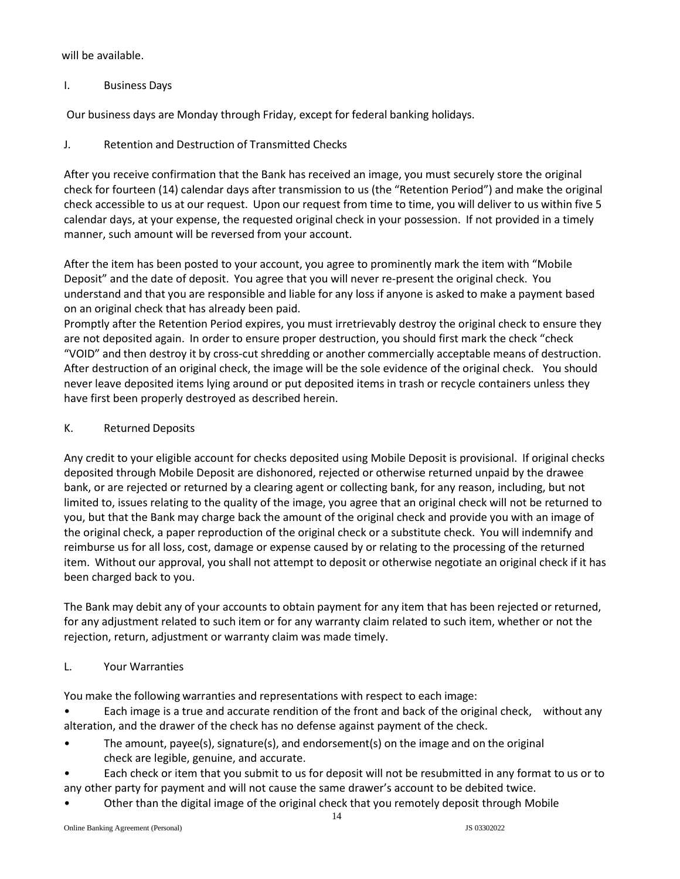will be available.

## I. Business Days

Our business days are Monday through Friday, except for federal banking holidays.

## J. Retention and Destruction of Transmitted Checks

After you receive confirmation that the Bank has received an image, you must securely store the original check for fourteen (14) calendar days after transmission to us (the "Retention Period") and make the original check accessible to us at our request. Upon our request from time to time, you will deliver to us within five 5 calendar days, at your expense, the requested original check in your possession. If not provided in a timely manner, such amount will be reversed from your account.

After the item has been posted to your account, you agree to prominently mark the item with "Mobile Deposit" and the date of deposit. You agree that you will never re-present the original check. You understand and that you are responsible and liable for any loss if anyone is asked to make a payment based on an original check that has already been paid.

Promptly after the Retention Period expires, you must irretrievably destroy the original check to ensure they are not deposited again. In order to ensure proper destruction, you should first mark the check "check "VOID" and then destroy it by cross-cut shredding or another commercially acceptable means of destruction. After destruction of an original check, the image will be the sole evidence of the original check. You should never leave deposited items lying around or put deposited items in trash or recycle containers unless they have first been properly destroyed as described herein.

## K. Returned Deposits

Any credit to your eligible account for checks deposited using Mobile Deposit is provisional. If original checks deposited through Mobile Deposit are dishonored, rejected or otherwise returned unpaid by the drawee bank, or are rejected or returned by a clearing agent or collecting bank, for any reason, including, but not limited to, issues relating to the quality of the image, you agree that an original check will not be returned to you, but that the Bank may charge back the amount of the original check and provide you with an image of the original check, a paper reproduction of the original check or a substitute check. You will indemnify and reimburse us for all loss, cost, damage or expense caused by or relating to the processing of the returned item. Without our approval, you shall not attempt to deposit or otherwise negotiate an original check if it has been charged back to you.

The Bank may debit any of your accounts to obtain payment for any item that has been rejected or returned, for any adjustment related to such item or for any warranty claim related to such item, whether or not the rejection, return, adjustment or warranty claim was made timely.

## L. Your Warranties

You make the following warranties and representations with respect to each image:

- Each image is a true and accurate rendition of the front and back of the original check, without any alteration, and the drawer of the check has no defense against payment of the check.
- The amount, payee(s), signature(s), and endorsement(s) on the image and on the original check are legible, genuine, and accurate.
- Each check or item that you submit to us for deposit will not be resubmitted in any format to us or to any other party for payment and will not cause the same drawer's account to be debited twice.
- Other than the digital image of the original check that you remotely deposit through Mobile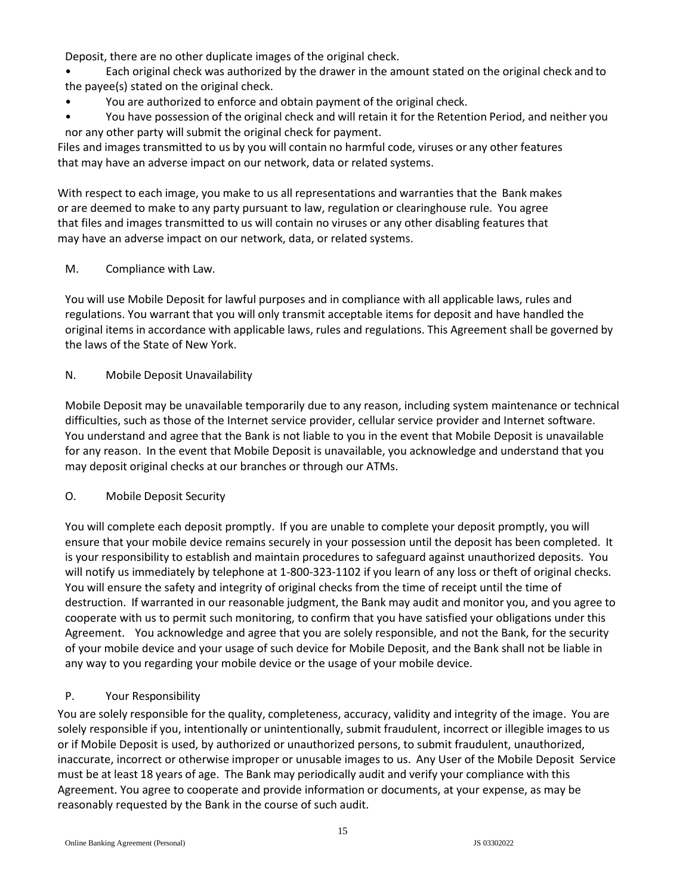Deposit, there are no other duplicate images of the original check.

- Each original check was authorized by the drawer in the amount stated on the original check and to the payee(s) stated on the original check.
- You are authorized to enforce and obtain payment of the original check.
- You have possession of the original check and will retain it for the Retention Period, and neither you nor any other party will submit the original check for payment.

Files and images transmitted to us by you will contain no harmful code, viruses or any other features that may have an adverse impact on our network, data or related systems.

With respect to each image, you make to us all representations and warranties that the Bank makes or are deemed to make to any party pursuant to law, regulation or clearinghouse rule. You agree that files and images transmitted to us will contain no viruses or any other disabling features that may have an adverse impact on our network, data, or related systems.

M. Compliance with Law.

You will use Mobile Deposit for lawful purposes and in compliance with all applicable laws, rules and regulations. You warrant that you will only transmit acceptable items for deposit and have handled the original items in accordance with applicable laws, rules and regulations. This Agreement shall be governed by the laws of the State of New York.

N. Mobile Deposit Unavailability

Mobile Deposit may be unavailable temporarily due to any reason, including system maintenance or technical difficulties, such as those of the Internet service provider, cellular service provider and Internet software. You understand and agree that the Bank is not liable to you in the event that Mobile Deposit is unavailable for any reason. In the event that Mobile Deposit is unavailable, you acknowledge and understand that you may deposit original checks at our branches or through our ATMs.

O. Mobile Deposit Security

You will complete each deposit promptly. If you are unable to complete your deposit promptly, you will ensure that your mobile device remains securely in your possession until the deposit has been completed. It is your responsibility to establish and maintain procedures to safeguard against unauthorized deposits. You will notify us immediately by telephone at 1-800-323-1102 if you learn of any loss or theft of original checks. You will ensure the safety and integrity of original checks from the time of receipt until the time of destruction. If warranted in our reasonable judgment, the Bank may audit and monitor you, and you agree to cooperate with us to permit such monitoring, to confirm that you have satisfied your obligations under this Agreement. You acknowledge and agree that you are solely responsible, and not the Bank, for the security of your mobile device and your usage of such device for Mobile Deposit, and the Bank shall not be liable in any way to you regarding your mobile device or the usage of your mobile device.

P. Your Responsibility

You are solely responsible for the quality, completeness, accuracy, validity and integrity of the image. You are solely responsible if you, intentionally or unintentionally, submit fraudulent, incorrect or illegible images to us or if Mobile Deposit is used, by authorized or unauthorized persons, to submit fraudulent, unauthorized, inaccurate, incorrect or otherwise improper or unusable images to us. Any User of the Mobile Deposit Service must be at least 18 years of age. The Bank may periodically audit and verify your compliance with this Agreement. You agree to cooperate and provide information or documents, at your expense, as may be reasonably requested by the Bank in the course of such audit.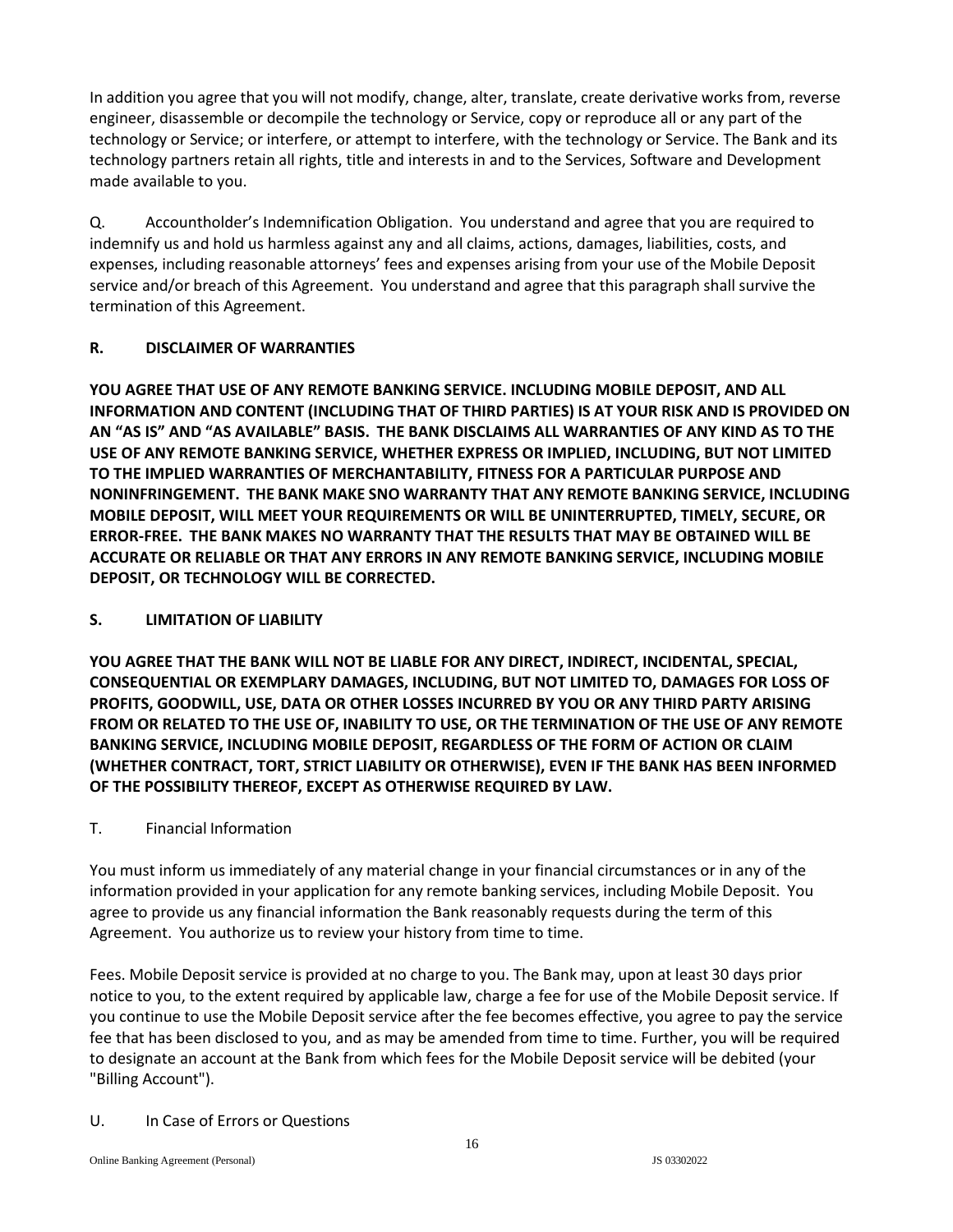In addition you agree that you will not modify, change, alter, translate, create derivative works from, reverse engineer, disassemble or decompile the technology or Service, copy or reproduce all or any part of the technology or Service; or interfere, or attempt to interfere, with the technology or Service. The Bank and its technology partners retain all rights, title and interests in and to the Services, Software and Development made available to you.

Q. Accountholder's Indemnification Obligation. You understand and agree that you are required to indemnify us and hold us harmless against any and all claims, actions, damages, liabilities, costs, and expenses, including reasonable attorneys' fees and expenses arising from your use of the Mobile Deposit service and/or breach of this Agreement. You understand and agree that this paragraph shall survive the termination of this Agreement.

**R. DISCLAIMER OF WARRANTIES**

**YOU AGREE THAT USE OF ANY REMOTE BANKING SERVICE. INCLUDING MOBILE DEPOSIT, AND ALL INFORMATION AND CONTENT (INCLUDING THAT OF THIRD PARTIES) IS AT YOUR RISK AND IS PROVIDED ON AN "AS IS" AND "AS AVAILABLE" BASIS. THE BANK DISCLAIMS ALL WARRANTIES OF ANY KIND AS TO THE USE OF ANY REMOTE BANKING SERVICE, WHETHER EXPRESS OR IMPLIED, INCLUDING, BUT NOT LIMITED TO THE IMPLIED WARRANTIES OF MERCHANTABILITY, FITNESS FOR A PARTICULAR PURPOSE AND NONINFRINGEMENT. THE BANK MAKE SNO WARRANTY THAT ANY REMOTE BANKING SERVICE, INCLUDING MOBILE DEPOSIT, WILL MEET YOUR REQUIREMENTS OR WILL BE UNINTERRUPTED, TIMELY, SECURE, OR ERROR-FREE. THE BANK MAKES NO WARRANTY THAT THE RESULTS THAT MAY BE OBTAINED WILL BE ACCURATE OR RELIABLE OR THAT ANY ERRORS IN ANY REMOTE BANKING SERVICE, INCLUDING MOBILE DEPOSIT, OR TECHNOLOGY WILL BE CORRECTED.**

**S. LIMITATION OF LIABILITY**

**YOU AGREE THAT THE BANK WILL NOT BE LIABLE FOR ANY DIRECT, INDIRECT, INCIDENTAL, SPECIAL, CONSEQUENTIAL OR EXEMPLARY DAMAGES, INCLUDING, BUT NOT LIMITED TO, DAMAGES FOR LOSS OF PROFITS, GOODWILL, USE, DATA OR OTHER LOSSES INCURRED BY YOU OR ANY THIRD PARTY ARISING FROM OR RELATED TO THE USE OF, INABILITY TO USE, OR THE TERMINATION OF THE USE OF ANY REMOTE BANKING SERVICE, INCLUDING MOBILE DEPOSIT, REGARDLESS OF THE FORM OF ACTION OR CLAIM (WHETHER CONTRACT, TORT, STRICT LIABILITY OR OTHERWISE), EVEN IF THE BANK HAS BEEN INFORMED OF THE POSSIBILITY THEREOF, EXCEPT AS OTHERWISE REQUIRED BY LAW.**

T. Financial Information

You must inform us immediately of any material change in your financial circumstances or in any of the information provided in your application for any remote banking services, including Mobile Deposit. You agree to provide us any financial information the Bank reasonably requests during the term of this Agreement. You authorize us to review your history from time to time.

Fees. Mobile Deposit service is provided at no charge to you. The Bank may, upon at least 30 days prior notice to you, to the extent required by applicable law, charge a fee for use of the Mobile Deposit service. If you continue to use the Mobile Deposit service after the fee becomes effective, you agree to pay the service fee that has been disclosed to you, and as may be amended from time to time. Further, you will be required to designate an account at the Bank from which fees for the Mobile Deposit service will be debited (your "Billing Account").

U. In Case of Errors or Questions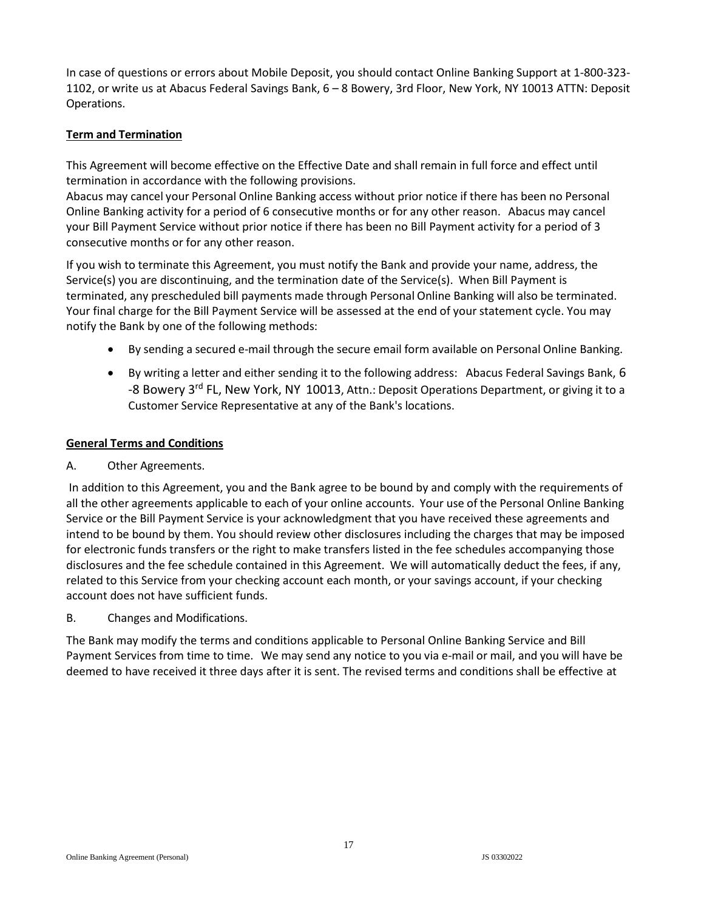In case of questions or errors about Mobile Deposit, you should contact Online Banking Support at 1-800-323-1102, or write us at Abacus Federal Savings Bank, 6 – 8 Bowery, 3rd Floor, New York, NY 10013 ATTN: Deposit Operations.

**Term and Termination**

This Agreement will become effective on the Effective Date and shall remain in full force and effect until termination in accordance with the following provisions.

Abacus may cancel your Personal Online Banking access without prior notice if there has been no Personal Online Banking activity for a period of 6 consecutive months or for any other reason. Abacus may cancel your Bill Payment Service without prior notice if there has been no Bill Payment activity for a period of 3 consecutive months or for any other reason.

If you wish to terminate this Agreement, you must notify the Bank and provide your name, address, the Service(s) you are discontinuing, and the termination date of the Service(s). When Bill Payment is terminated, any prescheduled bill payments made through Personal Online Banking will also be terminated. Your final charge for the Bill Payment Service will be assessed at the end of your statement cycle. You may notify the Bank by one of the following methods:

- By sending a secured e-mail through the secure email form available on Personal Online Banking.
- By writing a letter and either sending it to the following address: Abacus Federal Savings Bank, 6 -8 Bowery 3rd FL, New York, NY 10013, Attn.: Deposit Operations Department, or giving it to a Customer Service Representative at any of the Bank's locations.

**General Terms and Conditions**

A. Other Agreements.

In addition to this Agreement, you and the Bank agree to be bound by and comply with the requirements of all the other agreements applicable to each of your online accounts. Your use of the Personal Online Banking Service or the Bill Payment Service is your acknowledgment that you have received these agreements and intend to be bound by them. You should review other disclosures including the charges that may be imposed for electronic funds transfers or the right to make transfers listed in the fee schedules accompanying those disclosures and the fee schedule contained in this Agreement. We will automatically deduct the fees, if any, related to this Service from your checking account each month, or your savings account, if your checking account does not have sufficient funds.

B. Changes and Modifications.

The Bank may modify the terms and conditions applicable to Personal Online Banking Service and Bill Payment Services from time to time. We may send any notice to you via e-mail or mail, and you will have be deemed to have received it three days after it is sent. The revised terms and conditions shall be effective at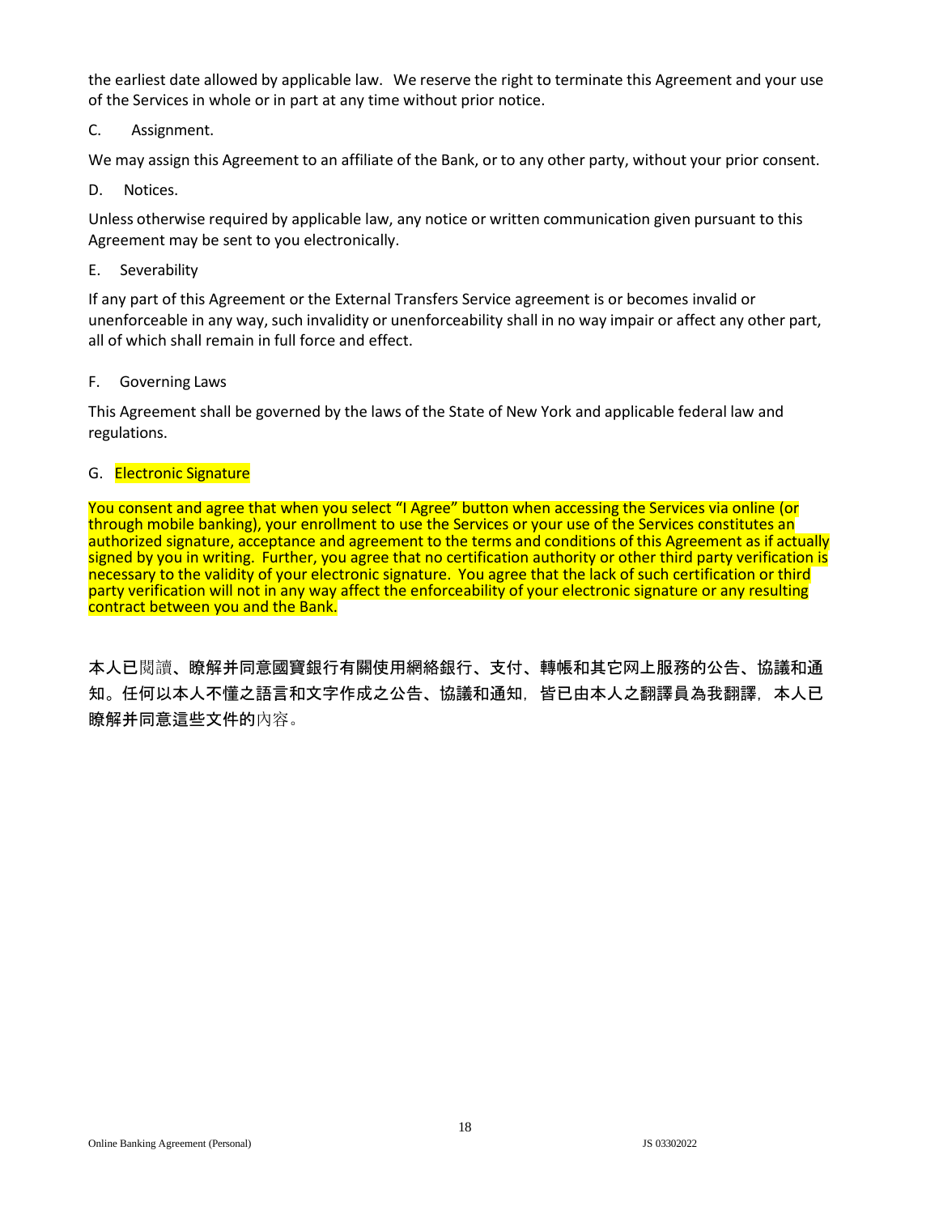the earliest date allowed by applicable law. We reserve the right to terminate this Agreement and your use of the Services in whole or in part at any time without prior notice.

C. Assignment.

We may assign this Agreement to an affiliate of the Bank, or to any other party, without your prior consent.

D. Notices.

Unless otherwise required by applicable law, any notice or written communication given pursuant to this Agreement may be sent to you electronically.

E. Severability

If any part of this Agreement or the External Transfers Service agreement is or becomes invalid or unenforceable in any way, such invalidity or unenforceability shall in no way impair or affect any other part, all of which shall remain in full force and effect.

F. Governing Laws

This Agreement shall be governed by the laws of the State of New York and applicable federal law and regulations.

G. Electronic Signature

You consent and agree that when you select "I Agree" button when accessing the Services via online (or through mobile banking), your enrollment to use the Services or your use of the Services constitutes an authorized signature, acceptance and agreement to the terms and conditions of this Agreement as if actually signed by you in writing. Further, you agree that no certification authority or other third party verification is necessary to the validity of your electronic signature. You agree that the lack of such certification or third party verification will not in any way affect the enforceability of your electronic signature or any resulting contract between you and the Bank.

**本人已閱讀、瞭解并同意國寶銀行有關使用網絡銀行、支付、轉帳和其它网上服務的公告、協議和通知。任何以本人不懂之語言和文字作成之公告、協議和通知，皆已由本人之翻譯員為我翻譯，本人已瞭解并同意這些文件的內容。**